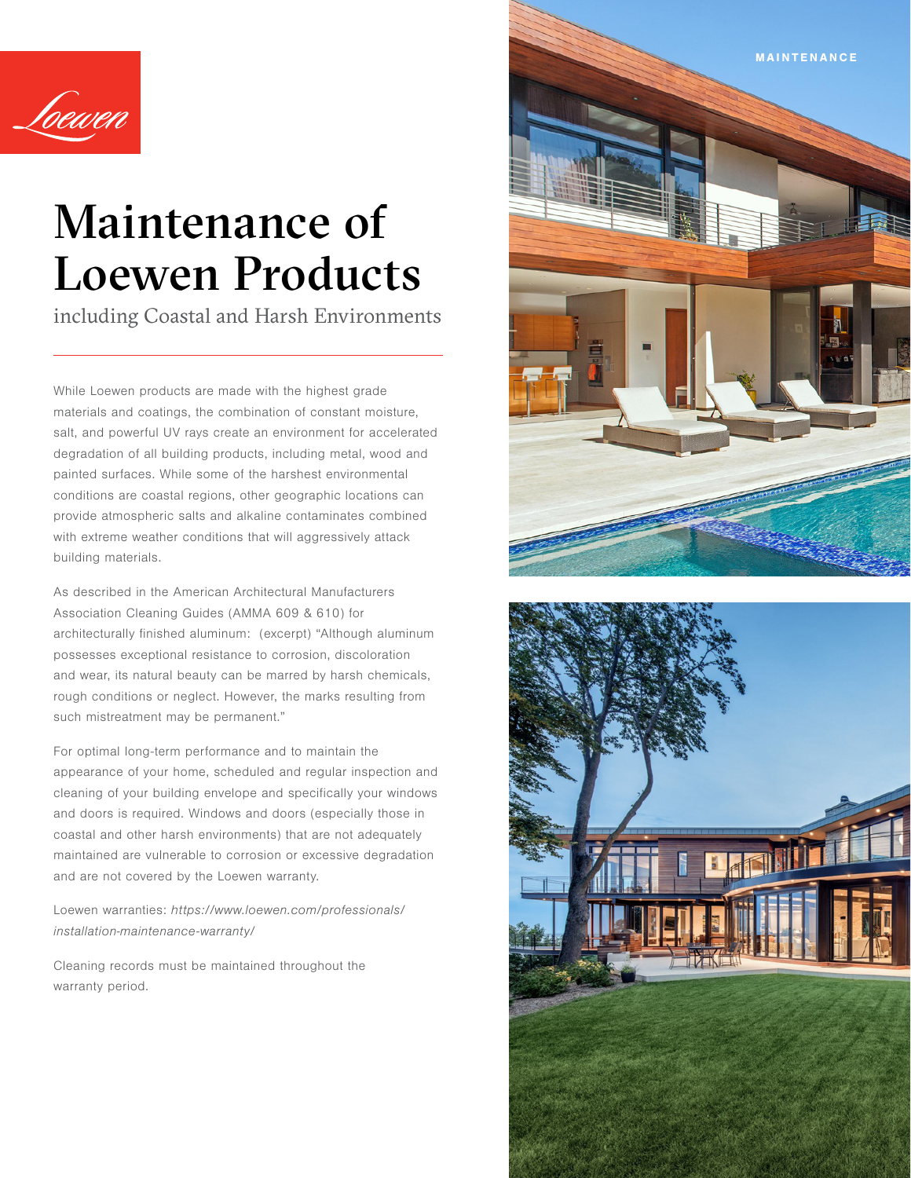# Maintenance of Loewen Products

including Coastal and Harsh Environments

While Loewen products are made with the highest grade materials and coatings, the combination of constant moisture, salt, and powerful UV rays create an environment for accelerated degradation of all building products, including metal, wood and painted surfaces. While some of the harshest environmental conditions are coastal regions, other geographic locations can provide atmospheric salts and alkaline contaminates combined with extreme weather conditions that will aggressively attack building materials.

As described in the American Architectural Manufacturers Association Cleaning Guides (AMMA 609 & 610) for architecturally finished aluminum: (excerpt) "Although aluminum possesses exceptional resistance to corrosion, discoloration and wear, its natural beauty can be marred by harsh chemicals, rough conditions or neglect. However, the marks resulting from such mistreatment may be permanent."

For optimal long-term performance and to maintain the appearance of your home, scheduled and regular inspection and cleaning of your building envelope and specifically your windows and doors is required. Windows and doors (especially those in coastal and other harsh environments) that are not adequately maintained are vulnerable to corrosion or excessive degradation and are not covered by the Loewen warranty.

Loewen warranties: *https://www.loewen.com/professionals/installation-maintenance-warranty/*

Cleaning records must be maintained throughout the warranty period.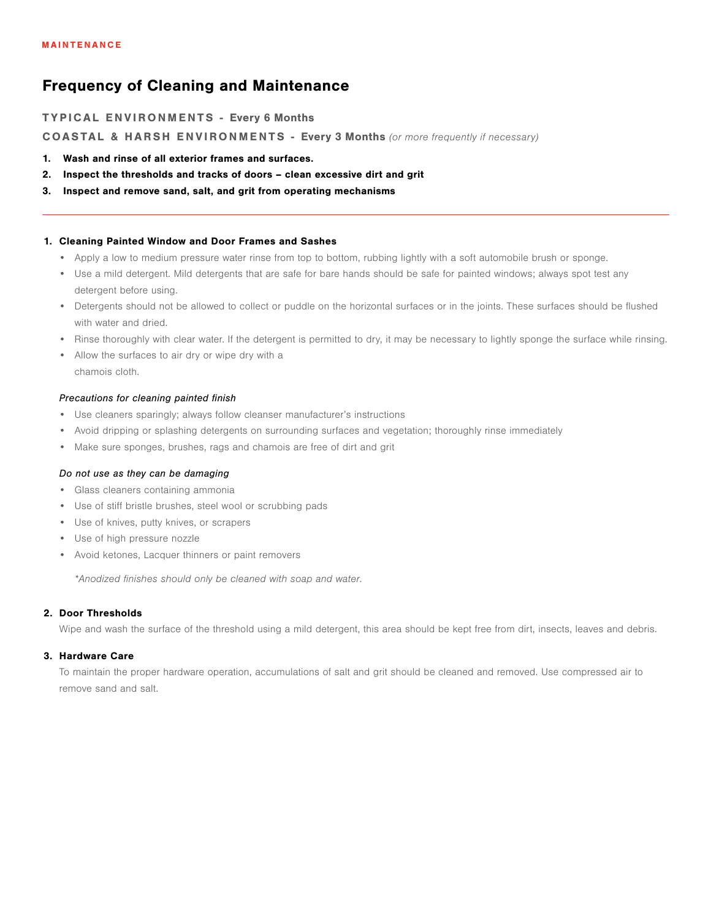MAINTENANCE

## Frequency of Cleaning and Maintenance

**TYPICAL ENVIRONMENTS - Every 6 Months**

**COASTAL & HARSH ENVIRONMENTS - Every 3 Months** *(or more frequently if necessary)*

1. **Wash and rinse of all exterior frames and surfaces.**
2. **Inspect the thresholds and tracks of doors – clean excessive dirt and grit**
3. **Inspect and remove sand, salt, and grit from operating mechanisms**

---

### 1. Cleaning Painted Window and Door Frames and Sashes

- Apply a low to medium pressure water rinse from top to bottom, rubbing lightly with a soft automobile brush or sponge.
- Use a mild detergent. Mild detergents that are safe for bare hands should be safe for painted windows; always spot test any detergent before using.
- Detergents should not be allowed to collect or puddle on the horizontal surfaces or in the joints. These surfaces should be flushed with water and dried.
- Rinse thoroughly with clear water. If the detergent is permitted to dry, it may be necessary to lightly sponge the surface while rinsing.
- Allow the surfaces to air dry or wipe dry with a chamois cloth.

*Precautions for cleaning painted finish*

- Use cleaners sparingly; always follow cleanser manufacturer's instructions
- Avoid dripping or splashing detergents on surrounding surfaces and vegetation; thoroughly rinse immediately
- Make sure sponges, brushes, rags and chamois are free of dirt and grit

*Do not use as they can be damaging*

- Glass cleaners containing ammonia
- Use of stiff bristle brushes, steel wool or scrubbing pads
- Use of knives, putty knives, or scrapers
- Use of high pressure nozzle
- Avoid ketones, Lacquer thinners or paint removers

*\*Anodized finishes should only be cleaned with soap and water.*

### 2. Door Thresholds

Wipe and wash the surface of the threshold using a mild detergent, this area should be kept free from dirt, insects, leaves and debris.

### 3. Hardware Care

To maintain the proper hardware operation, accumulations of salt and grit should be cleaned and removed. Use compressed air to remove sand and salt.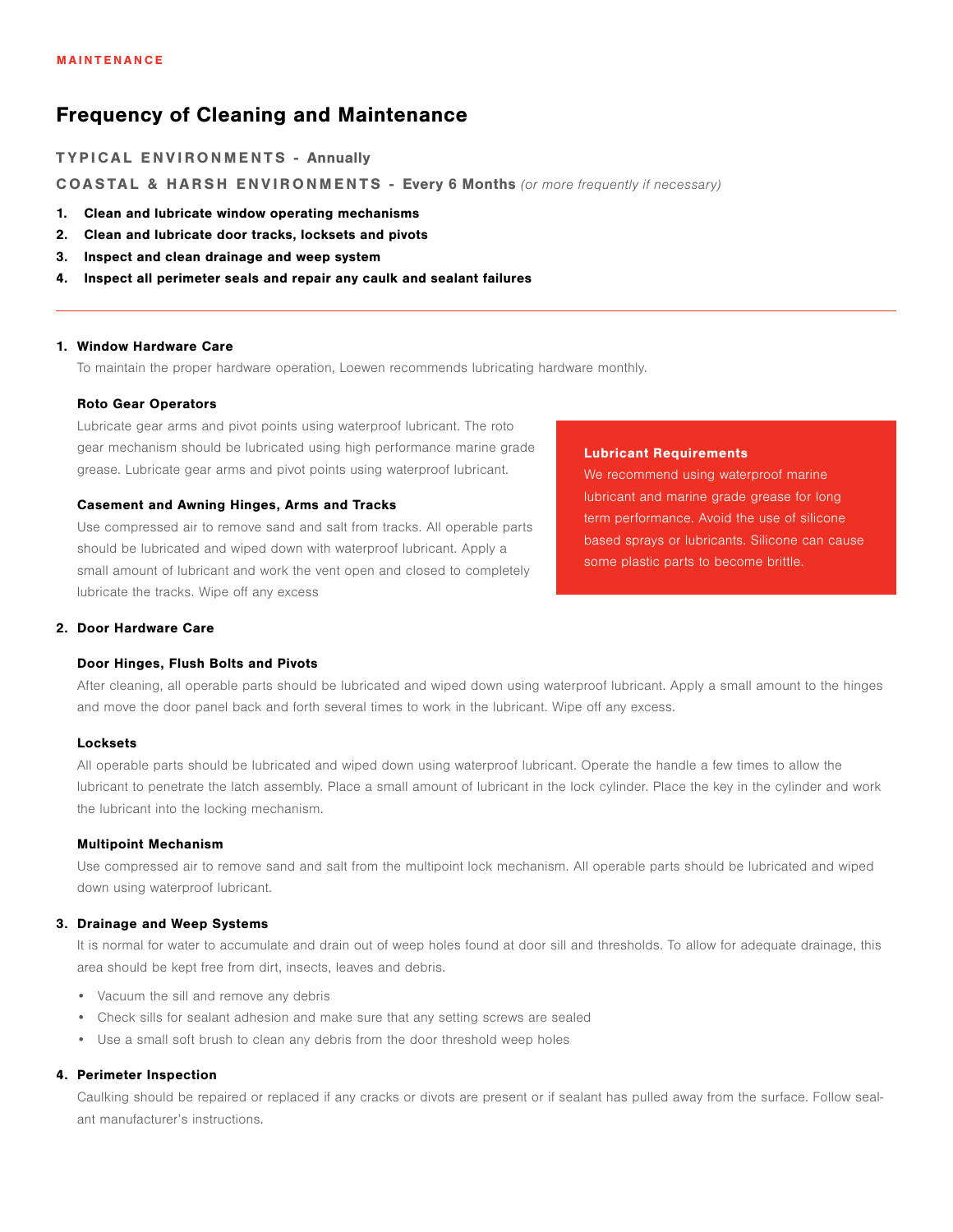MAINTENANCE

## Frequency of Cleaning and Maintenance

**TYPICAL ENVIRONMENTS - Annually**

**COASTAL & HARSH ENVIRONMENTS - Every 6 Months** *(or more frequently if necessary)*

1. **Clean and lubricate window operating mechanisms**
2. **Clean and lubricate door tracks, locksets and pivots**
3. **Inspect and clean drainage and weep system**
4. **Inspect all perimeter seals and repair any caulk and sealant failures**

---

### 1. Window Hardware Care

To maintain the proper hardware operation, Loewen recommends lubricating hardware monthly.

#### Roto Gear Operators

Lubricate gear arms and pivot points using waterproof lubricant. The roto gear mechanism should be lubricated using high performance marine grade grease. Lubricate gear arms and pivot points using waterproof lubricant.

#### Casement and Awning Hinges, Arms and Tracks

Use compressed air to remove sand and salt from tracks. All operable parts should be lubricated and wiped down with waterproof lubricant. Apply a small amount of lubricant and work the vent open and closed to completely lubricate the tracks. Wipe off any excess

**Lubricant Requirements**

We recommend using waterproof marine lubricant and marine grade grease for long term performance. Avoid the use of silicone based sprays or lubricants. Silicone can cause some plastic parts to become brittle.

### 2. Door Hardware Care

#### Door Hinges, Flush Bolts and Pivots

After cleaning, all operable parts should be lubricated and wiped down using waterproof lubricant. Apply a small amount to the hinges and move the door panel back and forth several times to work in the lubricant. Wipe off any excess.

#### Locksets

All operable parts should be lubricated and wiped down using waterproof lubricant. Operate the handle a few times to allow the lubricant to penetrate the latch assembly. Place a small amount of lubricant in the lock cylinder. Place the key in the cylinder and work the lubricant into the locking mechanism.

#### Multipoint Mechanism

Use compressed air to remove sand and salt from the multipoint lock mechanism. All operable parts should be lubricated and wiped down using waterproof lubricant.

### 3. Drainage and Weep Systems

It is normal for water to accumulate and drain out of weep holes found at door sill and thresholds. To allow for adequate drainage, this area should be kept free from dirt, insects, leaves and debris.

- Vacuum the sill and remove any debris
- Check sills for sealant adhesion and make sure that any setting screws are sealed
- Use a small soft brush to clean any debris from the door threshold weep holes

### 4. Perimeter Inspection

Caulking should be repaired or replaced if any cracks or divots are present or if sealant has pulled away from the surface. Follow sealant manufacturer's instructions.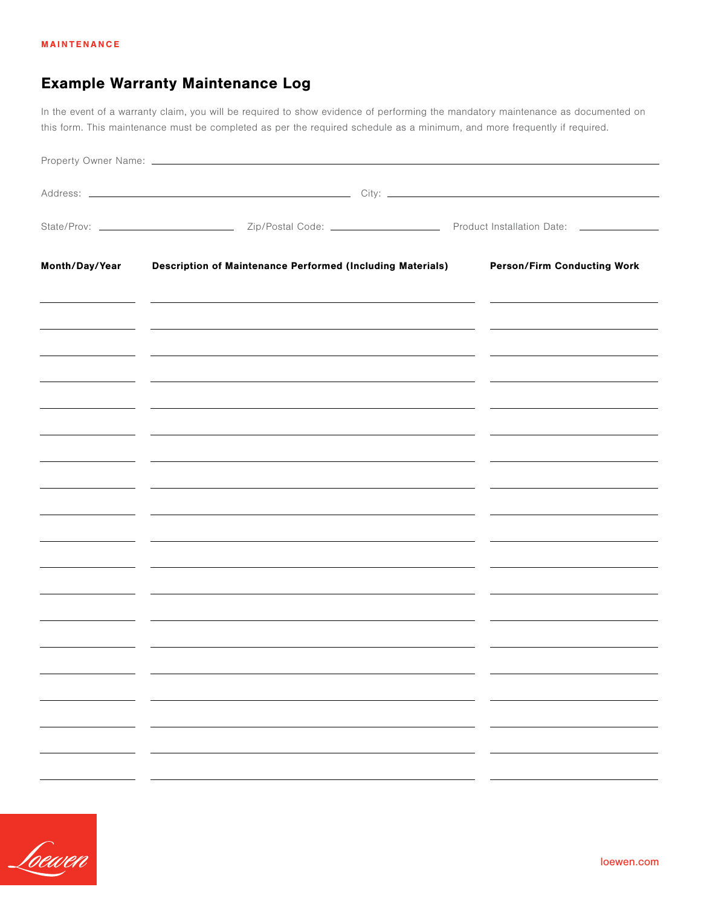MAINTENANCE

# Example Warranty Maintenance Log

In the event of a warranty claim, you will be required to show evidence of performing the mandatory maintenance as documented on this form. This maintenance must be completed as per the required schedule as a minimum, and more frequently if required.

Property Owner Name: ______________________________

Address: ______________________________ City: ______________________________

State/Prov: ______________ Zip/Postal Code: ______________ Product Installation Date: ______________

| Month/Day/Year | Description of Maintenance Performed (Including Materials) | Person/Firm Conducting Work |
|---|---|---|
| | | |
| | | |
| | | |
| | | |
| | | |
| | | |
| | | |
| | | |
| | | |
| | | |
| | | |
| | | |
| | | |
| | | |
| | | |
| | | |
| | | |
| | | |
| | | |

Loewen

loewen.com